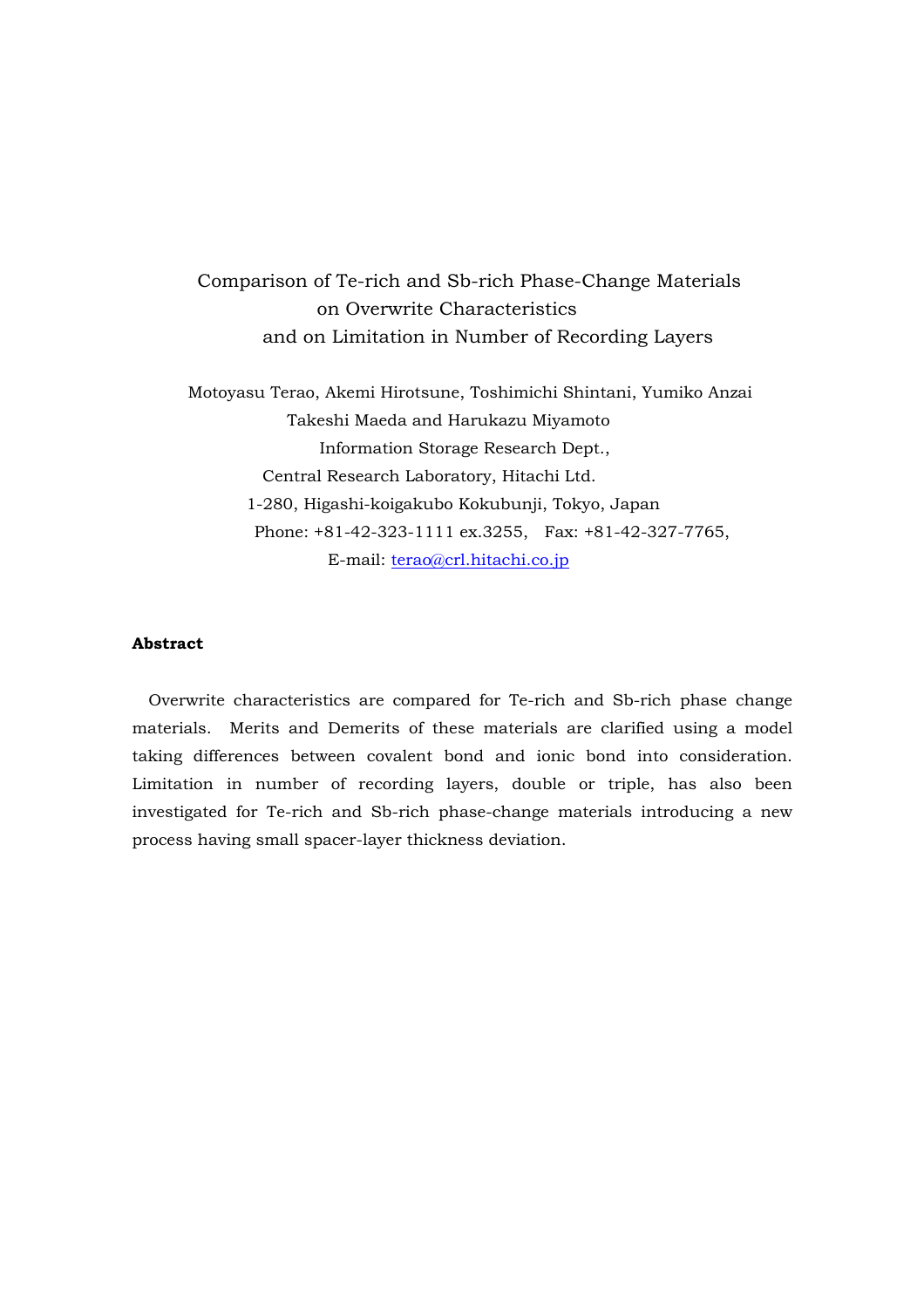# Comparison of Te-rich and Sb-rich Phase-Change Materials on Overwrite Characteristics and on Limitation in Number of Recording Layers

Motoyasu Terao, Akemi Hirotsune, Toshimichi Shintani, Yumiko Anzai  
Takeshi Maeda and Harukazu Miyamoto  
Information Storage Research Dept.,  
Central Research Laboratory, Hitachi Ltd.  
1-280, Higashi-koigakubo Kokubunji, Tokyo, Japan  
Phone: +81-42-323-1111 ex.3255, Fax: +81-42-327-7765,  
E-mail: terao@crl.hitachi.co.jp

**Abstract**

Overwrite characteristics are compared for Te-rich and Sb-rich phase change materials. Merits and Demerits of these materials are clarified using a model taking differences between covalent bond and ionic bond into consideration. Limitation in number of recording layers, double or triple, has also been investigated for Te-rich and Sb-rich phase-change materials introducing a new process having small spacer-layer thickness deviation.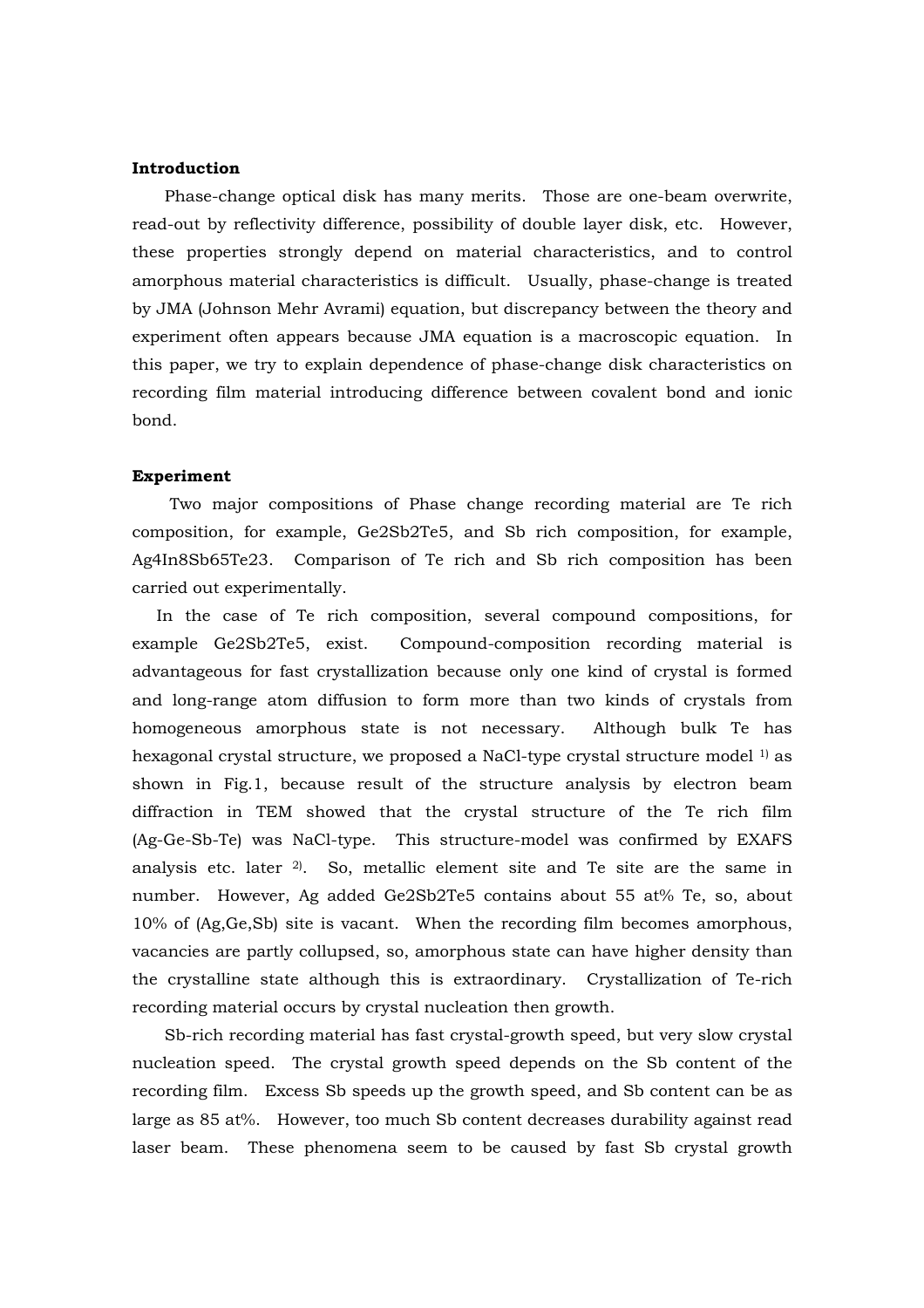**Introduction**

Phase-change optical disk has many merits. Those are one-beam overwrite, read-out by reflectivity difference, possibility of double layer disk, etc. However, these properties strongly depend on material characteristics, and to control amorphous material characteristics is difficult. Usually, phase-change is treated by JMA (Johnson Mehr Avrami) equation, but discrepancy between the theory and experiment often appears because JMA equation is a macroscopic equation. In this paper, we try to explain dependence of phase-change disk characteristics on recording film material introducing difference between covalent bond and ionic bond.

**Experiment**

Two major compositions of Phase change recording material are Te rich composition, for example, $Ge_2Sb_2Te_5$, and Sb rich composition, for example, $Ag_4In_8Sb_{65}Te_{23}$. Comparison of Te rich and Sb rich composition has been carried out experimentally.

In the case of Te rich composition, several compound compositions, for example $Ge_2Sb_2Te_5$, exist. Compound-composition recording material is advantageous for fast crystallization because only one kind of crystal is formed and long-range atom diffusion to form more than two kinds of crystals from homogeneous amorphous state is not necessary. Although bulk Te has hexagonal crystal structure, we proposed a NaCl-type crystal structure model [1] as shown in Fig.1, because result of the structure analysis by electron beam diffraction in TEM showed that the crystal structure of the Te rich film (Ag-Ge-Sb-Te) was NaCl-type. This structure-model was confirmed by EXAFS analysis etc. later [2]. So, metallic element site and Te site are the same in number. However, Ag added $Ge_2Sb_2Te_5$ contains about 55 at% Te, so, about 10% of (Ag,Ge,Sb) site is vacant. When the recording film becomes amorphous, vacancies are partly collupsed, so, amorphous state can have higher density than the crystalline state although this is extraordinary. Crystallization of Te-rich recording material occurs by crystal nucleation then growth.

Sb-rich recording material has fast crystal-growth speed, but very slow crystal nucleation speed. The crystal growth speed depends on the Sb content of the recording film. Excess Sb speeds up the growth speed, and Sb content can be as large as 85 at%. However, too much Sb content decreases durability against read laser beam. These phenomena seem to be caused by fast Sb crystal growth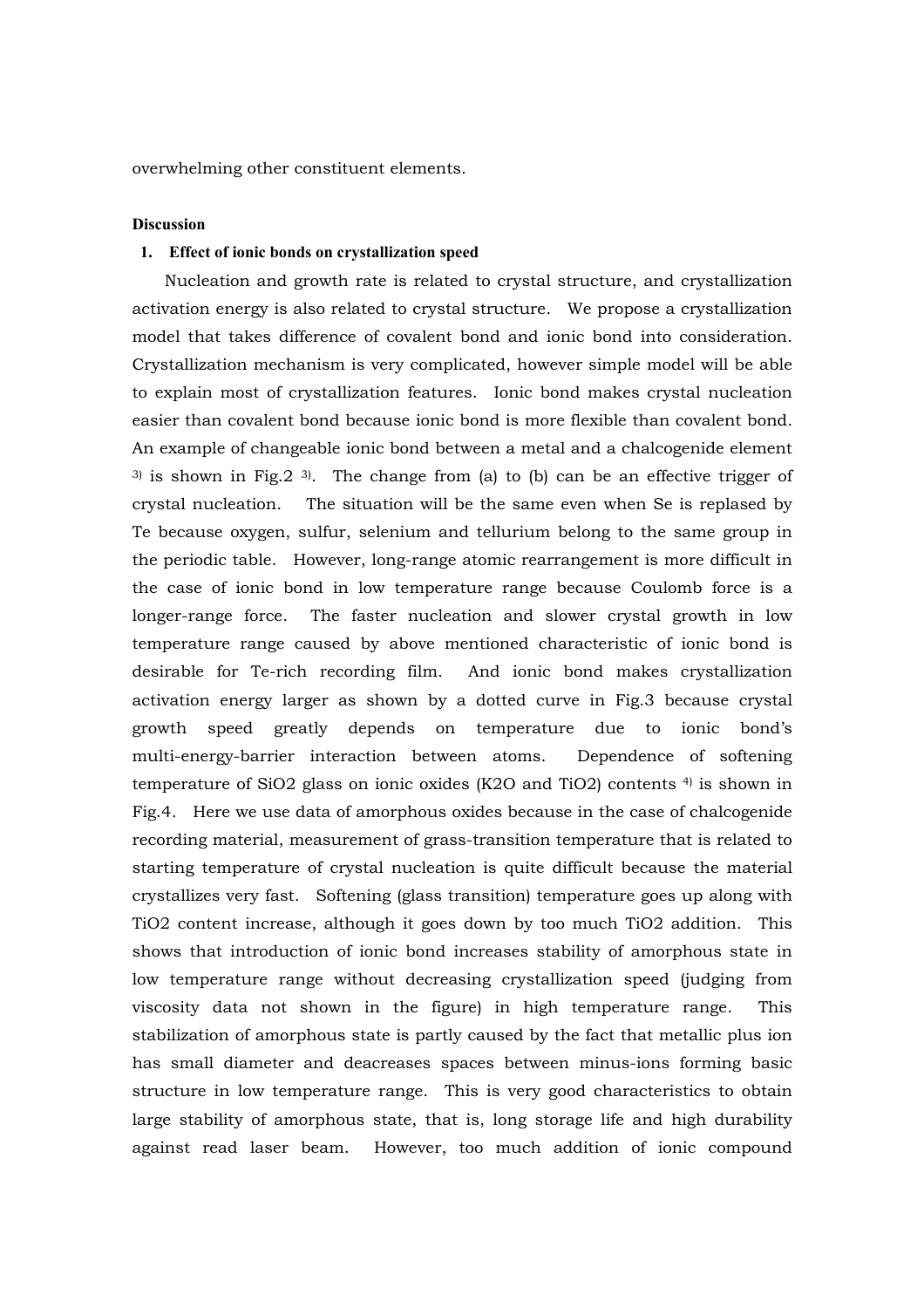overwhelming other constituent elements.

**Discussion**

1. **Effect of ionic bonds on crystallization speed**

Nucleation and growth rate is related to crystal structure, and crystallization activation energy is also related to crystal structure. We propose a crystallization model that takes difference of covalent bond and ionic bond into consideration. Crystallization mechanism is very complicated, however simple model will be able to explain most of crystallization features. Ionic bond makes crystal nucleation easier than covalent bond because ionic bond is more flexible than covalent bond. An example of changeable ionic bond between a metal and a chalcogenide element [3] is shown in Fig.2 [3]. The change from (a) to (b) can be an effective trigger of crystal nucleation. The situation will be the same even when Se is replased by Te because oxygen, sulfur, selenium and tellurium belong to the same group in the periodic table. However, long-range atomic rearrangement is more difficult in the case of ionic bond in low temperature range because Coulomb force is a longer-range force. The faster nucleation and slower crystal growth in low temperature range caused by above mentioned characteristic of ionic bond is desirable for Te-rich recording film. And ionic bond makes crystallization activation energy larger as shown by a dotted curve in Fig.3 because crystal growth speed greatly depends on temperature due to ionic bond's multi-energy-barrier interaction between atoms. Dependence of softening temperature of $SiO_2$ glass on ionic oxides ($K_2O$ and $TiO_2$) contents [4] is shown in Fig.4. Here we use data of amorphous oxides because in the case of chalcogenide recording material, measurement of grass-transition temperature that is related to starting temperature of crystal nucleation is quite difficult because the material crystallizes very fast. Softening (glass transition) temperature goes up along with $TiO_2$ content increase, although it goes down by too much $TiO_2$ addition. This shows that introduction of ionic bond increases stability of amorphous state in low temperature range without decreasing crystallization speed (judging from viscosity data not shown in the figure) in high temperature range. This stabilization of amorphous state is partly caused by the fact that metallic plus ion has small diameter and deacreases spaces between minus-ions forming basic structure in low temperature range. This is very good characteristics to obtain large stability of amorphous state, that is, long storage life and high durability against read laser beam. However, too much addition of ionic compound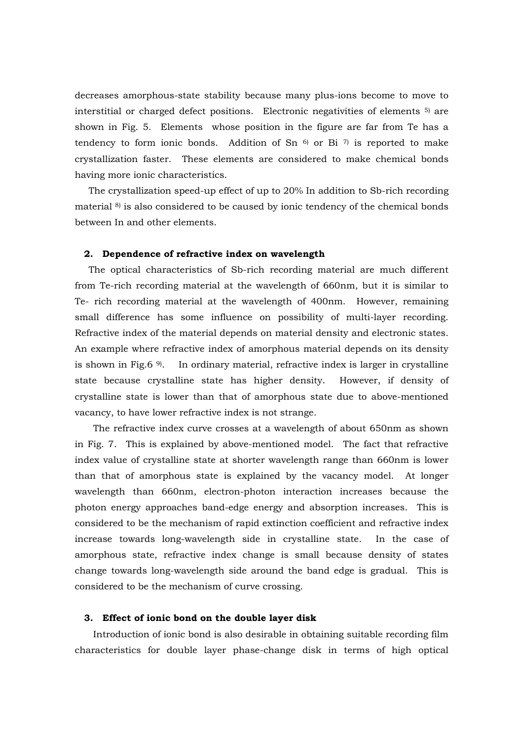decreases amorphous-state stability because many plus-ions become to move to interstitial or charged defect positions. Electronic negativities of elements [5] are shown in Fig. 5. Elements whose position in the figure are far from Te has a tendency to form ionic bonds. Addition of Sn [6] or Bi [7] is reported to make crystallization faster. These elements are considered to make chemical bonds having more ionic characteristics.

The crystallization speed-up effect of up to 20% In addition to Sb-rich recording material [8] is also considered to be caused by ionic tendency of the chemical bonds between In and other elements.

## 2. Dependence of refractive index on wavelength

The optical characteristics of Sb-rich recording material are much different from Te-rich recording material at the wavelength of 660nm, but it is similar to Te- rich recording material at the wavelength of 400nm. However, remaining small difference has some influence on possibility of multi-layer recording. Refractive index of the material depends on material density and electronic states. An example where refractive index of amorphous material depends on its density is shown in Fig.6 [9]. In ordinary material, refractive index is larger in crystalline state because crystalline state has higher density. However, if density of crystalline state is lower than that of amorphous state due to above-mentioned vacancy, to have lower refractive index is not strange.

The refractive index curve crosses at a wavelength of about 650nm as shown in Fig. 7. This is explained by above-mentioned model. The fact that refractive index value of crystalline state at shorter wavelength range than 660nm is lower than that of amorphous state is explained by the vacancy model. At longer wavelength than 660nm, electron-photon interaction increases because the photon energy approaches band-edge energy and absorption increases. This is considered to be the mechanism of rapid extinction coefficient and refractive index increase towards long-wavelength side in crystalline state. In the case of amorphous state, refractive index change is small because density of states change towards long-wavelength side around the band edge is gradual. This is considered to be the mechanism of curve crossing.

## 3. Effect of ionic bond on the double layer disk

Introduction of ionic bond is also desirable in obtaining suitable recording film characteristics for double layer phase-change disk in terms of high optical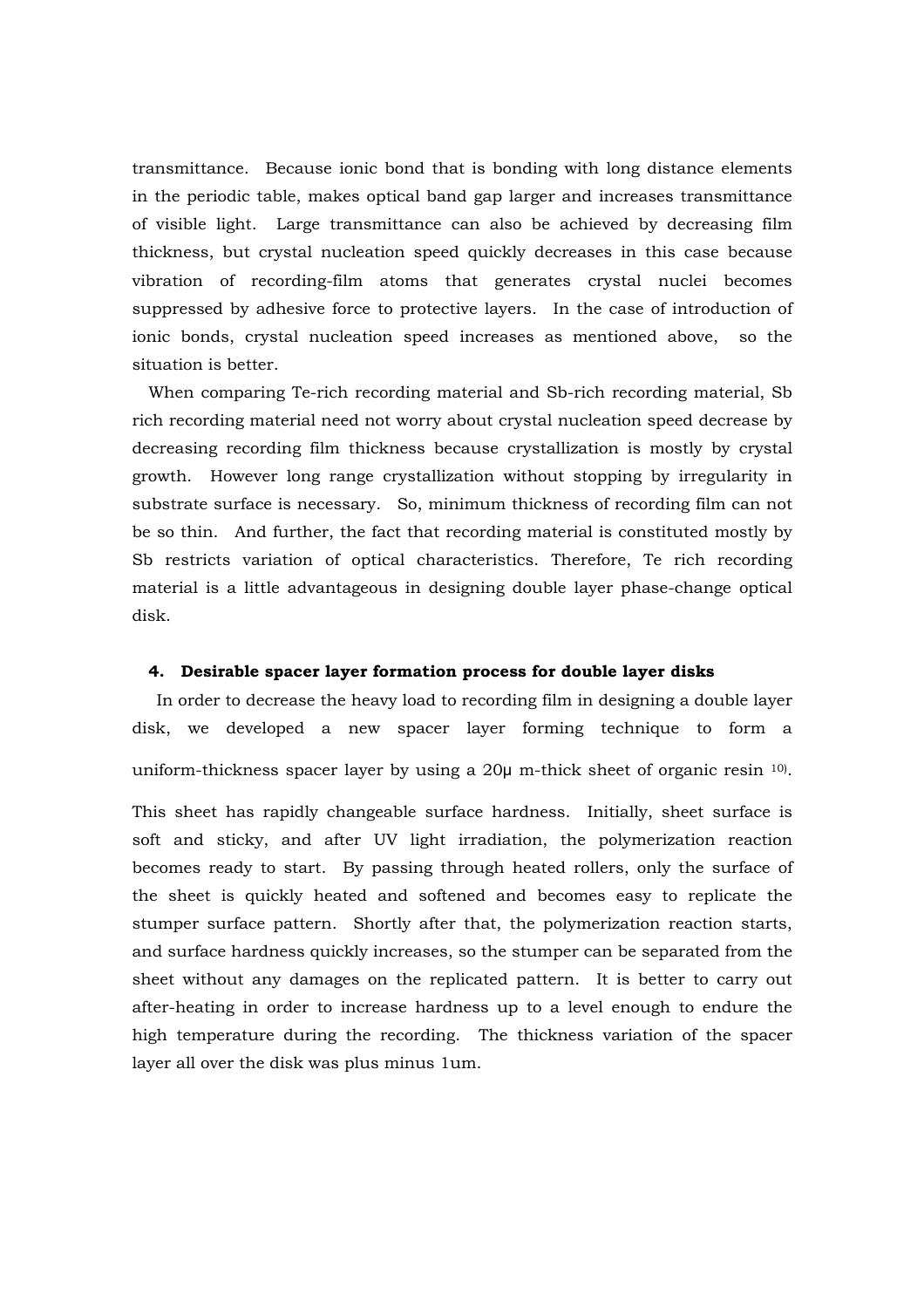transmittance. Because ionic bond that is bonding with long distance elements in the periodic table, makes optical band gap larger and increases transmittance of visible light. Large transmittance can also be achieved by decreasing film thickness, but crystal nucleation speed quickly decreases in this case because vibration of recording-film atoms that generates crystal nuclei becomes suppressed by adhesive force to protective layers. In the case of introduction of ionic bonds, crystal nucleation speed increases as mentioned above, so the situation is better.

When comparing Te-rich recording material and Sb-rich recording material, Sb rich recording material need not worry about crystal nucleation speed decrease by decreasing recording film thickness because crystallization is mostly by crystal growth. However long range crystallization without stopping by irregularity in substrate surface is necessary. So, minimum thickness of recording film can not be so thin. And further, the fact that recording material is constituted mostly by Sb restricts variation of optical characteristics. Therefore, Te rich recording material is a little advantageous in designing double layer phase-change optical disk.

## 4. Desirable spacer layer formation process for double layer disks

In order to decrease the heavy load to recording film in designing a double layer disk, we developed a new spacer layer forming technique to form a uniform-thickness spacer layer by using a 20μ m-thick sheet of organic resin [10].

This sheet has rapidly changeable surface hardness. Initially, sheet surface is soft and sticky, and after UV light irradiation, the polymerization reaction becomes ready to start. By passing through heated rollers, only the surface of the sheet is quickly heated and softened and becomes easy to replicate the stumper surface pattern. Shortly after that, the polymerization reaction starts, and surface hardness quickly increases, so the stumper can be separated from the sheet without any damages on the replicated pattern. It is better to carry out after-heating in order to increase hardness up to a level enough to endure the high temperature during the recording. The thickness variation of the spacer layer all over the disk was plus minus 1um.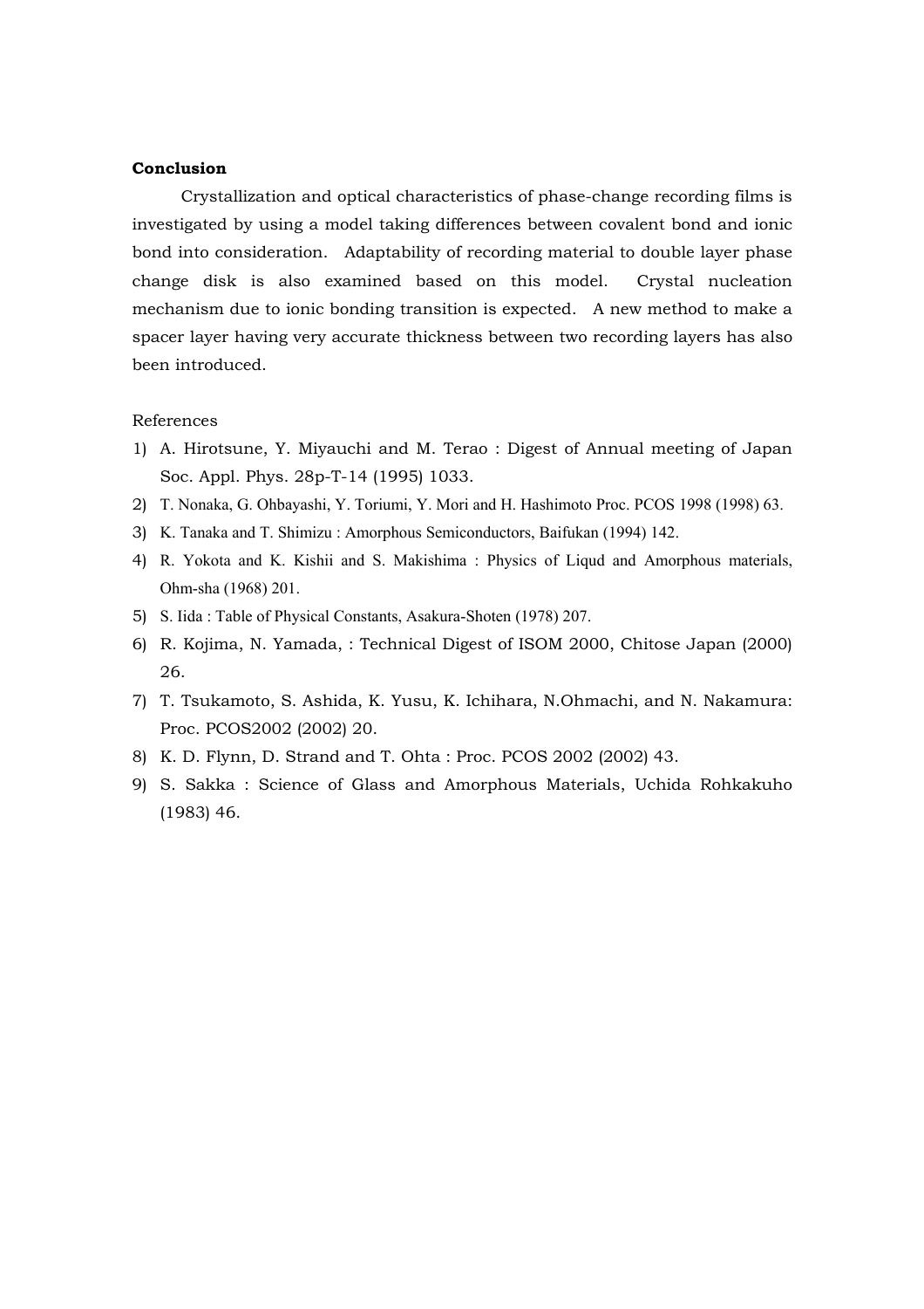**Conclusion**

Crystallization and optical characteristics of phase-change recording films is investigated by using a model taking differences between covalent bond and ionic bond into consideration. Adaptability of recording material to double layer phase change disk is also examined based on this model. Crystal nucleation mechanism due to ionic bonding transition is expected. A new method to make a spacer layer having very accurate thickness between two recording layers has also been introduced.

References

1) A. Hirotsune, Y. Miyauchi and M. Terao : Digest of Annual meeting of Japan Soc. Appl. Phys. 28p-T-14 (1995) 1033.
2) T. Nonaka, G. Ohbayashi, Y. Toriumi, Y. Mori and H. Hashimoto Proc. PCOS 1998 (1998) 63.
3) K. Tanaka and T. Shimizu : Amorphous Semiconductors, Baifukan (1994) 142.
4) R. Yokota and K. Kishii and S. Makishima : Physics of Liqud and Amorphous materials, Ohm-sha (1968) 201.
5) S. Iida : Table of Physical Constants, Asakura-Shoten (1978) 207.
6) R. Kojima, N. Yamada, : Technical Digest of ISOM 2000, Chitose Japan (2000) 26.
7) T. Tsukamoto, S. Ashida, K. Yusu, K. Ichihara, N.Ohmachi, and N. Nakamura: Proc. PCOS2002 (2002) 20.
8) K. D. Flynn, D. Strand and T. Ohta : Proc. PCOS 2002 (2002) 43.
9) S. Sakka : Science of Glass and Amorphous Materials, Uchida Rohkakuho (1983) 46.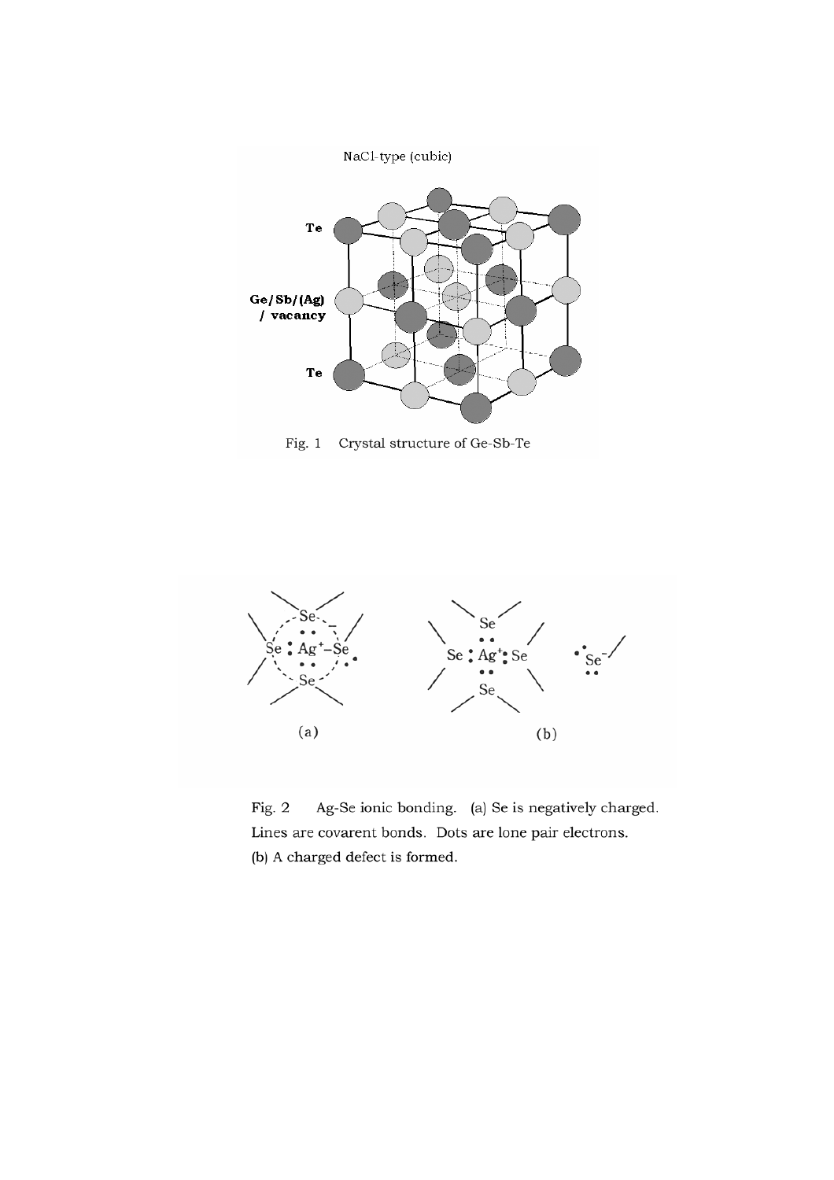Fig. 1 Crystal structure of Ge-Sb-Te

Fig. 2 Ag-Se ionic bonding. (a) Se is negatively charged. Lines are covarent bonds. Dots are lone pair electrons.
(b) A charged defect is formed.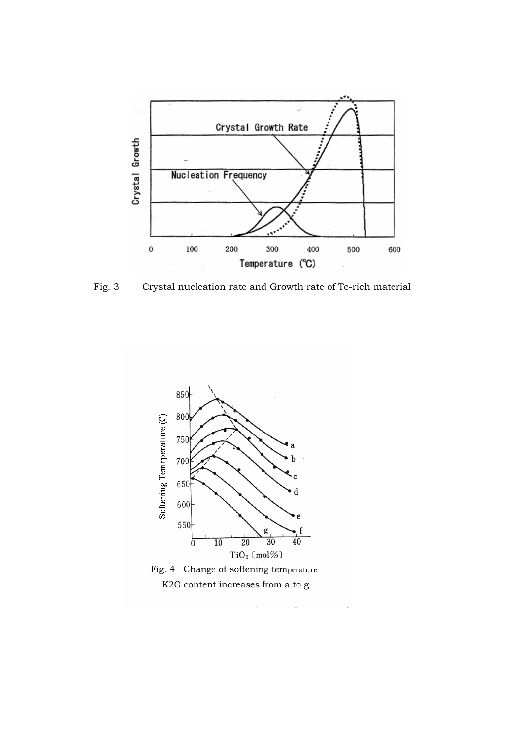Fig. 3　Crystal nucleation rate and Growth rate of Te-rich material

Fig. 4　Change of softening temperature

K2O content increases from a to g.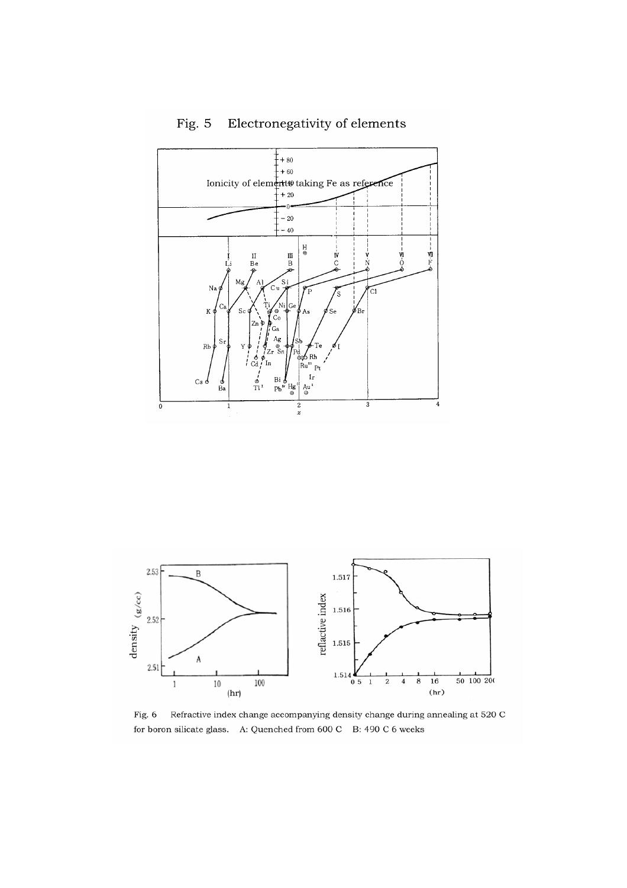# Fig. 5 Electronegativity of elements

Fig. 6 Refractive index change accompanying density change during annealing at 520 C for boron silicate glass. A: Quenched from 600 C B: 490 C 6 weeks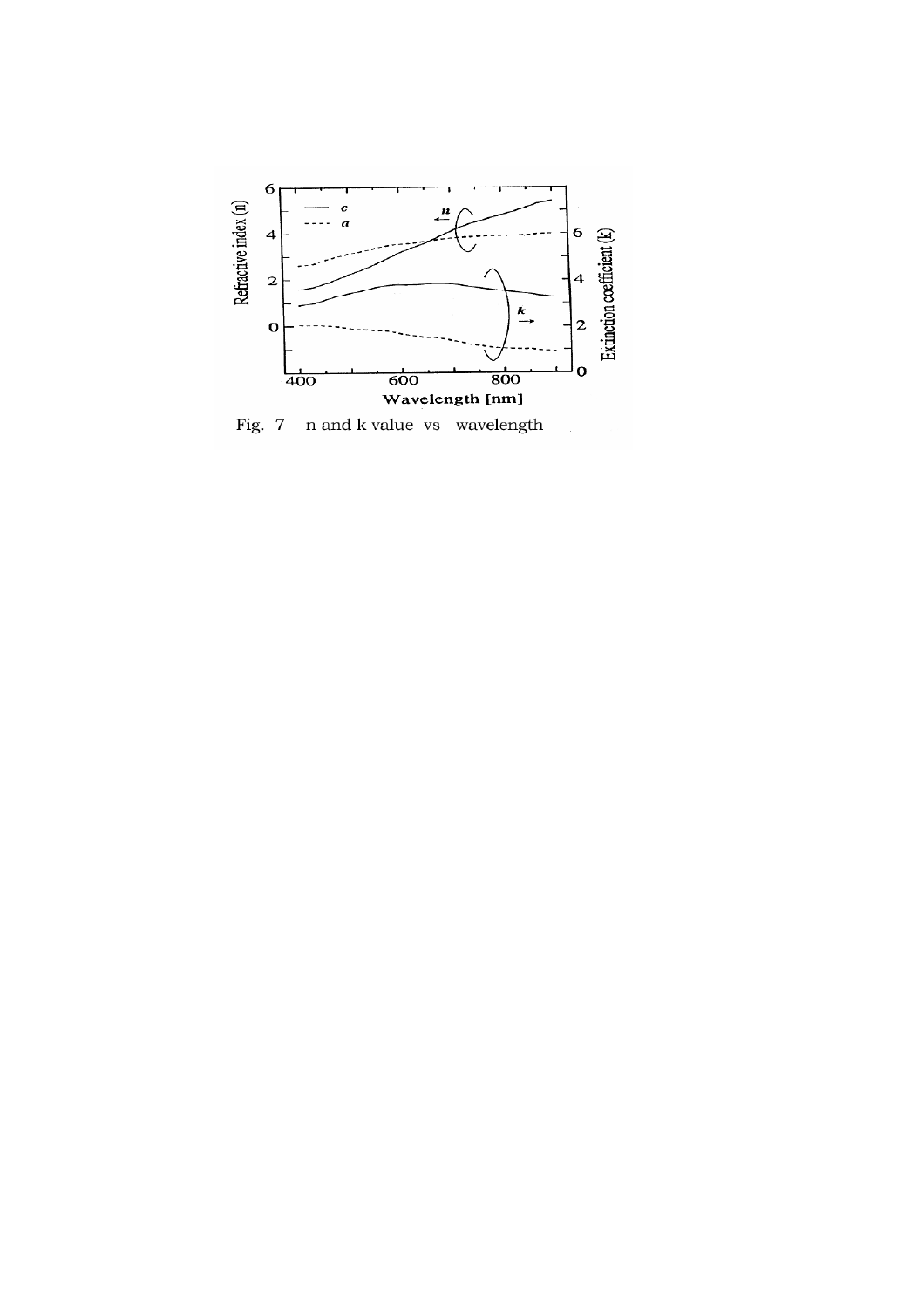Refractive index (n)

Extinction coefficient (k)

c

a

n

k

6

4

2

0

6

4

2

0

400

600

800

Wavelength [nm]

Fig. 7 n and k value vs wavelength